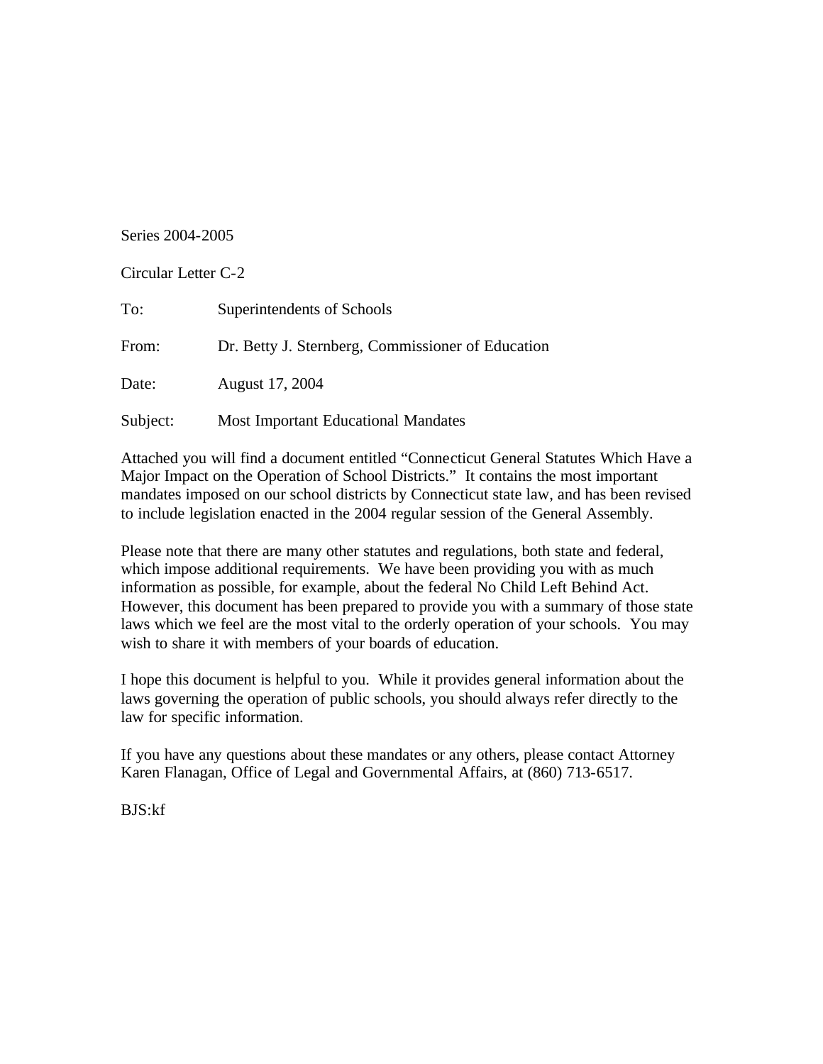Series 2004-2005

Circular Letter C-2

| | |
|---|---|
| To: | Superintendents of Schools |
| From: | Dr. Betty J. Sternberg, Commissioner of Education |
| Date: | August 17, 2004 |
| Subject: | Most Important Educational Mandates |

Attached you will find a document entitled "Connecticut General Statutes Which Have a Major Impact on the Operation of School Districts." It contains the most important mandates imposed on our school districts by Connecticut state law, and has been revised to include legislation enacted in the 2004 regular session of the General Assembly.

Please note that there are many other statutes and regulations, both state and federal, which impose additional requirements. We have been providing you with as much information as possible, for example, about the federal No Child Left Behind Act. However, this document has been prepared to provide you with a summary of those state laws which we feel are the most vital to the orderly operation of your schools. You may wish to share it with members of your boards of education.

I hope this document is helpful to you. While it provides general information about the laws governing the operation of public schools, you should always refer directly to the law for specific information.

If you have any questions about these mandates or any others, please contact Attorney Karen Flanagan, Office of Legal and Governmental Affairs, at (860) 713-6517.

BJS:kf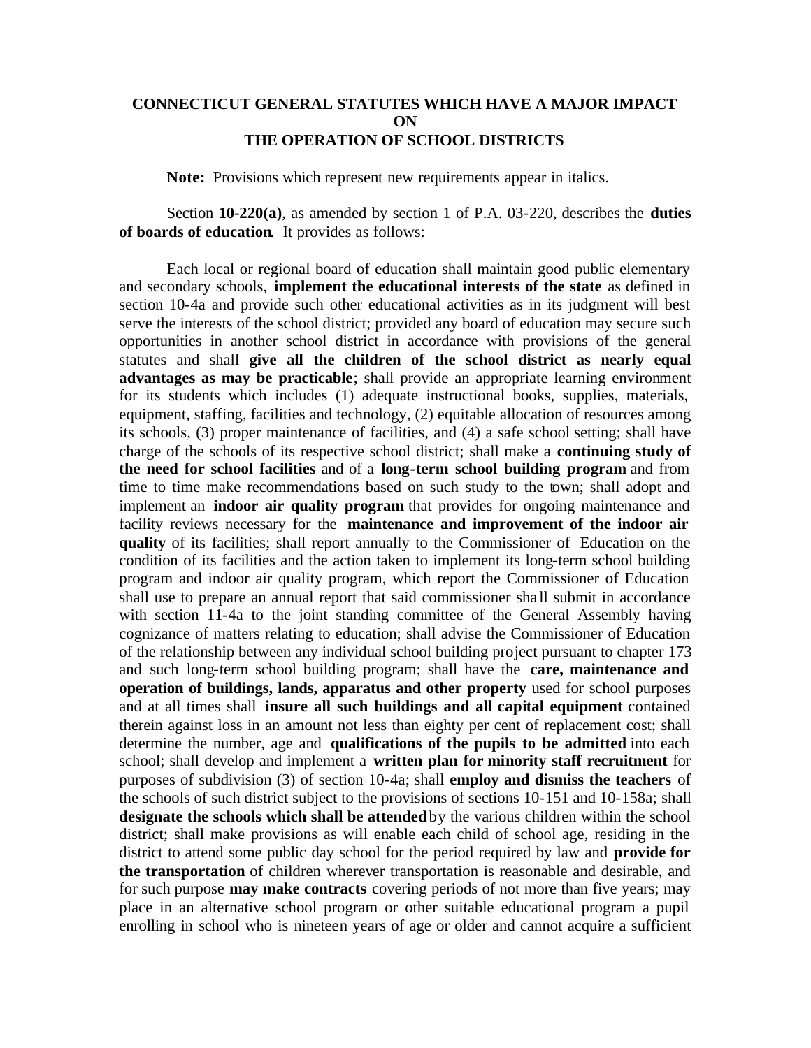**CONNECTICUT GENERAL STATUTES WHICH HAVE A MAJOR IMPACT ON THE OPERATION OF SCHOOL DISTRICTS**

**Note:** Provisions which represent new requirements appear in italics.

Section **10-220(a)**, as amended by section 1 of P.A. 03-220, describes the **duties of boards of education**. It provides as follows:

Each local or regional board of education shall maintain good public elementary and secondary schools, **implement the educational interests of the state** as defined in section 10-4a and provide such other educational activities as in its judgment will best serve the interests of the school district; provided any board of education may secure such opportunities in another school district in accordance with provisions of the general statutes and shall **give all the children of the school district as nearly equal advantages as may be practicable**; shall provide an appropriate learning environment for its students which includes (1) adequate instructional books, supplies, materials, equipment, staffing, facilities and technology, (2) equitable allocation of resources among its schools, (3) proper maintenance of facilities, and (4) a safe school setting; shall have charge of the schools of its respective school district; shall make a **continuing study of the need for school facilities** and of a **long-term school building program** and from time to time make recommendations based on such study to the town; shall adopt and implement an **indoor air quality program** that provides for ongoing maintenance and facility reviews necessary for the **maintenance and improvement of the indoor air quality** of its facilities; shall report annually to the Commissioner of Education on the condition of its facilities and the action taken to implement its long-term school building program and indoor air quality program, which report the Commissioner of Education shall use to prepare an annual report that said commissioner shall submit in accordance with section 11-4a to the joint standing committee of the General Assembly having cognizance of matters relating to education; shall advise the Commissioner of Education of the relationship between any individual school building project pursuant to chapter 173 and such long-term school building program; shall have the **care, maintenance and operation of buildings, lands, apparatus and other property** used for school purposes and at all times shall **insure all such buildings and all capital equipment** contained therein against loss in an amount not less than eighty per cent of replacement cost; shall determine the number, age and **qualifications of the pupils to be admitted** into each school; shall develop and implement a **written plan for minority staff recruitment** for purposes of subdivision (3) of section 10-4a; shall **employ and dismiss the teachers** of the schools of such district subject to the provisions of sections 10-151 and 10-158a; shall **designate the schools which shall be attended** by the various children within the school district; shall make provisions as will enable each child of school age, residing in the district to attend some public day school for the period required by law and **provide for the transportation** of children wherever transportation is reasonable and desirable, and for such purpose **may make contracts** covering periods of not more than five years; may place in an alternative school program or other suitable educational program a pupil enrolling in school who is nineteen years of age or older and cannot acquire a sufficient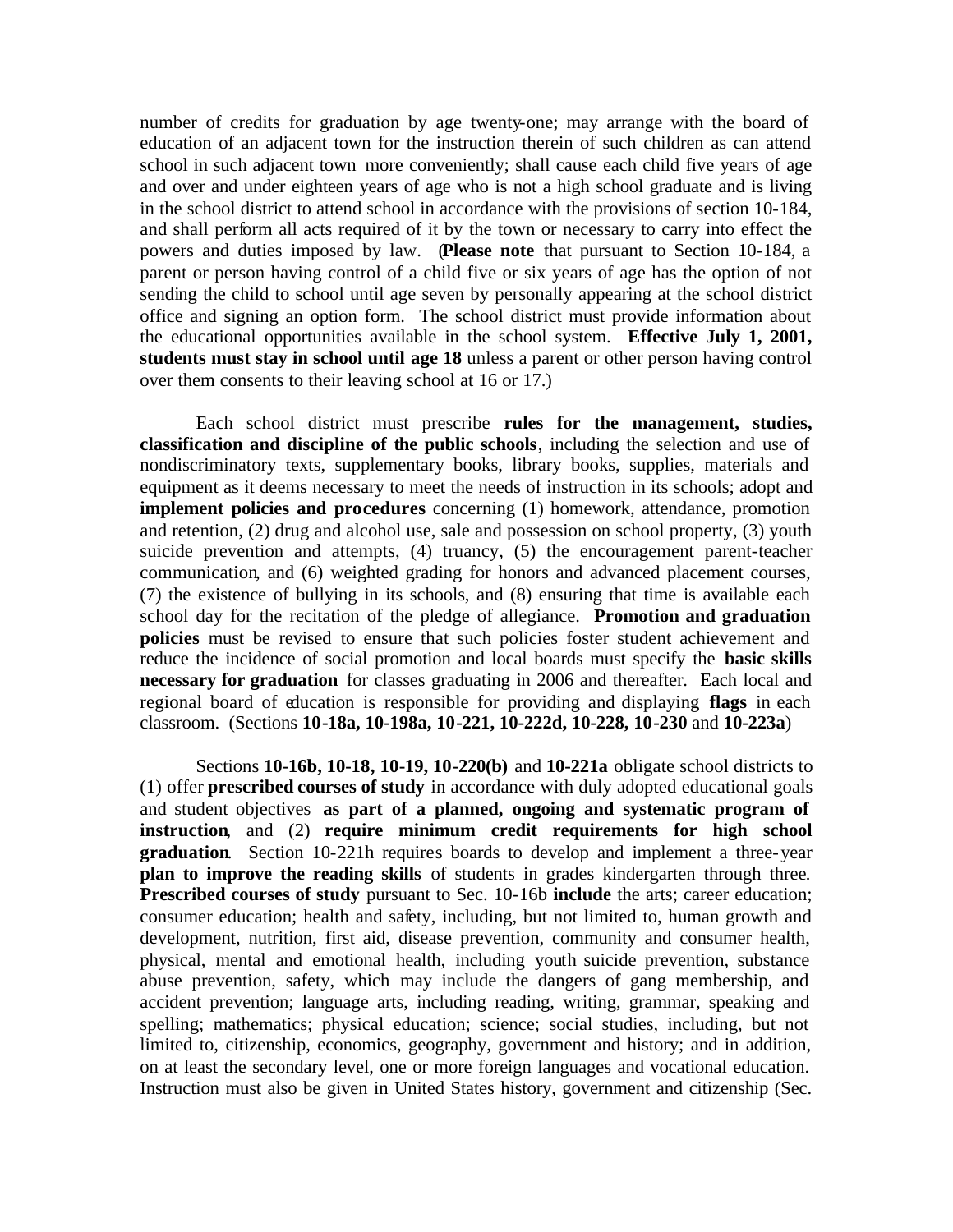number of credits for graduation by age twenty-one; may arrange with the board of education of an adjacent town for the instruction therein of such children as can attend school in such adjacent town more conveniently; shall cause each child five years of age and over and under eighteen years of age who is not a high school graduate and is living in the school district to attend school in accordance with the provisions of section 10-184, and shall perform all acts required of it by the town or necessary to carry into effect the powers and duties imposed by law. (**Please note** that pursuant to Section 10-184, a parent or person having control of a child five or six years of age has the option of not sending the child to school until age seven by personally appearing at the school district office and signing an option form. The school district must provide information about the educational opportunities available in the school system. **Effective July 1, 2001, students must stay in school until age 18** unless a parent or other person having control over them consents to their leaving school at 16 or 17.)

Each school district must prescribe **rules for the management, studies, classification and discipline of the public schools**, including the selection and use of nondiscriminatory texts, supplementary books, library books, supplies, materials and equipment as it deems necessary to meet the needs of instruction in its schools; adopt and **implement policies and procedures** concerning (1) homework, attendance, promotion and retention, (2) drug and alcohol use, sale and possession on school property, (3) youth suicide prevention and attempts, (4) truancy, (5) the encouragement parent-teacher communication, and (6) weighted grading for honors and advanced placement courses, (7) the existence of bullying in its schools, and (8) ensuring that time is available each school day for the recitation of the pledge of allegiance. **Promotion and graduation policies** must be revised to ensure that such policies foster student achievement and reduce the incidence of social promotion and local boards must specify the **basic skills necessary for graduation** for classes graduating in 2006 and thereafter. Each local and regional board of education is responsible for providing and displaying **flags** in each classroom. (Sections **10-18a, 10-198a, 10-221, 10-222d, 10-228, 10-230** and **10-223a**)

Sections **10-16b, 10-18, 10-19, 10-220(b)** and **10-221a** obligate school districts to (1) offer **prescribed courses of study** in accordance with duly adopted educational goals and student objectives **as part of a planned, ongoing and systematic program of instruction**, and (2) **require minimum credit requirements for high school graduation**. Section 10-221h requires boards to develop and implement a three-year **plan to improve the reading skills** of students in grades kindergarten through three. **Prescribed courses of study** pursuant to Sec. 10-16b **include** the arts; career education; consumer education; health and safety, including, but not limited to, human growth and development, nutrition, first aid, disease prevention, community and consumer health, physical, mental and emotional health, including youth suicide prevention, substance abuse prevention, safety, which may include the dangers of gang membership, and accident prevention; language arts, including reading, writing, grammar, speaking and spelling; mathematics; physical education; science; social studies, including, but not limited to, citizenship, economics, geography, government and history; and in addition, on at least the secondary level, one or more foreign languages and vocational education. Instruction must also be given in United States history, government and citizenship (Sec.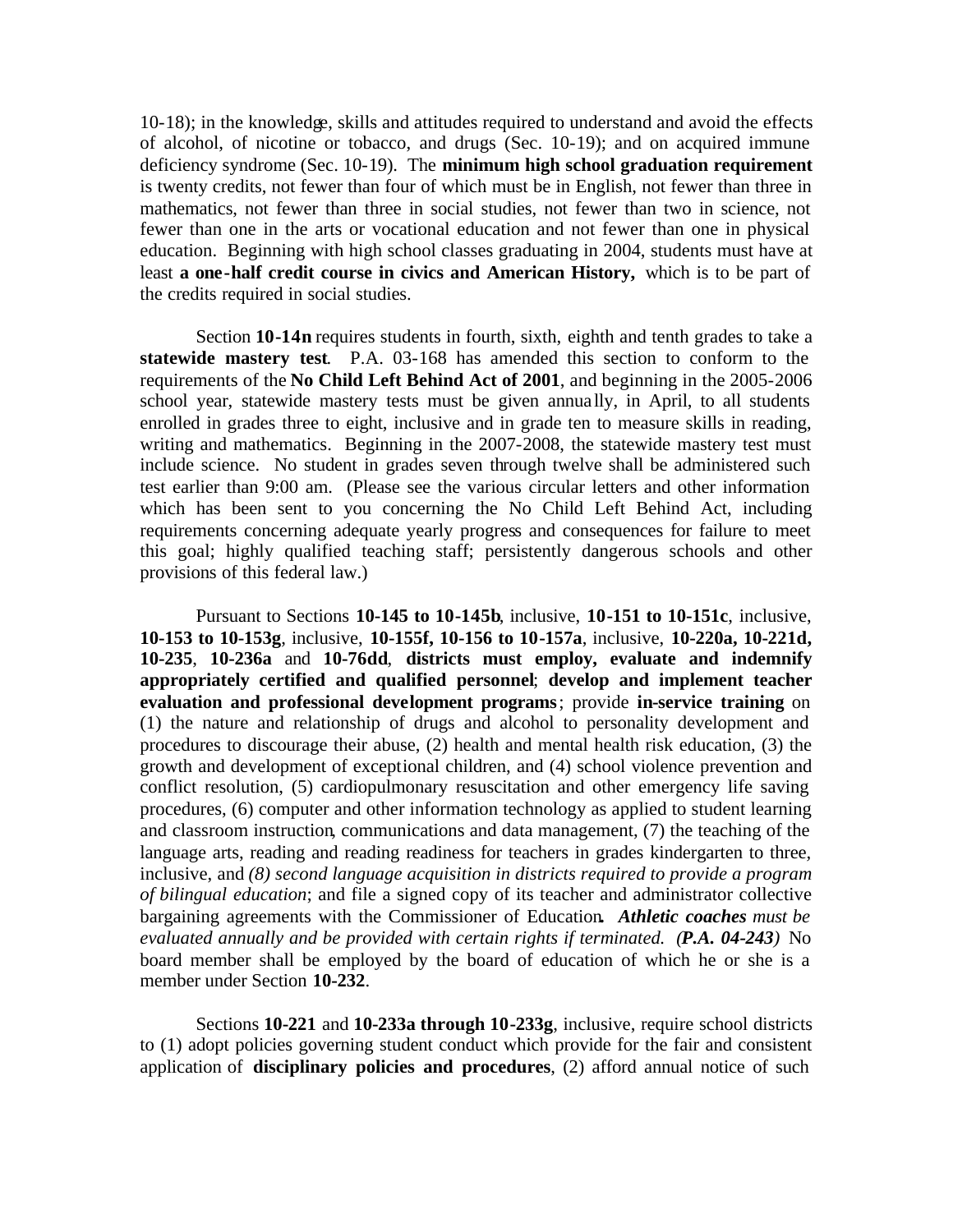10-18); in the knowledge, skills and attitudes required to understand and avoid the effects of alcohol, of nicotine or tobacco, and drugs (Sec. 10-19); and on acquired immune deficiency syndrome (Sec. 10-19). The **minimum high school graduation requirement** is twenty credits, not fewer than four of which must be in English, not fewer than three in mathematics, not fewer than three in social studies, not fewer than two in science, not fewer than one in the arts or vocational education and not fewer than one in physical education. Beginning with high school classes graduating in 2004, students must have at least **a one-half credit course in civics and American History,** which is to be part of the credits required in social studies.

Section **10-14n** requires students in fourth, sixth, eighth and tenth grades to take a **statewide mastery test**. P.A. 03-168 has amended this section to conform to the requirements of the **No Child Left Behind Act of 2001**, and beginning in the 2005-2006 school year, statewide mastery tests must be given annually, in April, to all students enrolled in grades three to eight, inclusive and in grade ten to measure skills in reading, writing and mathematics. Beginning in the 2007-2008, the statewide mastery test must include science. No student in grades seven through twelve shall be administered such test earlier than 9:00 am. (Please see the various circular letters and other information which has been sent to you concerning the No Child Left Behind Act, including requirements concerning adequate yearly progress and consequences for failure to meet this goal; highly qualified teaching staff; persistently dangerous schools and other provisions of this federal law.)

Pursuant to Sections **10-145 to 10-145b**, inclusive, **10-151 to 10-151c**, inclusive, **10-153 to 10-153g**, inclusive, **10-155f, 10-156 to 10-157a**, inclusive, **10-220a, 10-221d, 10-235**, **10-236a** and **10-76dd**, **districts must employ, evaluate and indemnify appropriately certified and qualified personnel**; **develop and implement teacher evaluation and professional development programs**; provide **in-service training** on (1) the nature and relationship of drugs and alcohol to personality development and procedures to discourage their abuse, (2) health and mental health risk education, (3) the growth and development of exceptional children, and (4) school violence prevention and conflict resolution, (5) cardiopulmonary resuscitation and other emergency life saving procedures, (6) computer and other information technology as applied to student learning and classroom instruction, communications and data management, (7) the teaching of the language arts, reading and reading readiness for teachers in grades kindergarten to three, inclusive, and *(8) second language acquisition in districts required to provide a program of bilingual education*; and file a signed copy of its teacher and administrator collective bargaining agreements with the Commissioner of Education**.** ***Athletic coaches*** *must be evaluated annually and be provided with certain rights if terminated.* ***(P.A. 04-243)*** No board member shall be employed by the board of education of which he or she is a member under Section **10-232**.

Sections **10-221** and **10-233a through 10-233g**, inclusive, require school districts to (1) adopt policies governing student conduct which provide for the fair and consistent application of **disciplinary policies and procedures**, (2) afford annual notice of such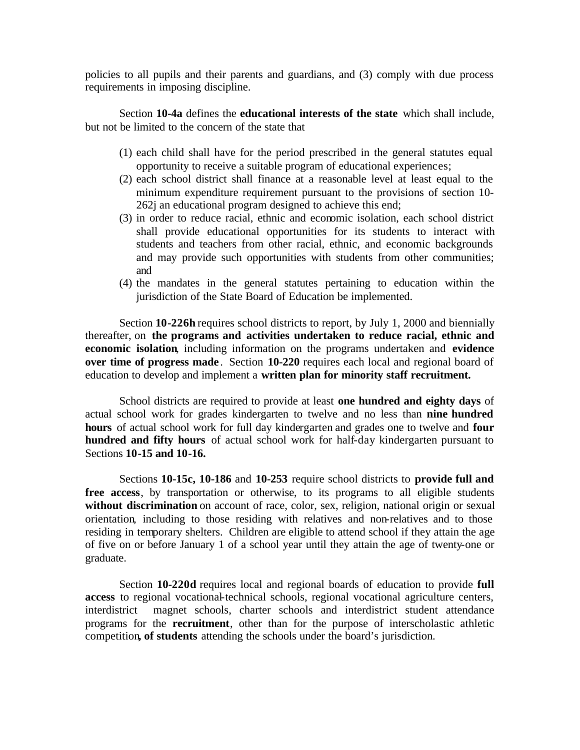policies to all pupils and their parents and guardians, and (3) comply with due process requirements in imposing discipline.

Section **10-4a** defines the **educational interests of the state** which shall include, but not be limited to the concern of the state that

(1) each child shall have for the period prescribed in the general statutes equal opportunity to receive a suitable program of educational experiences;
(2) each school district shall finance at a reasonable level at least equal to the minimum expenditure requirement pursuant to the provisions of section 10-262j an educational program designed to achieve this end;
(3) in order to reduce racial, ethnic and economic isolation, each school district shall provide educational opportunities for its students to interact with students and teachers from other racial, ethnic, and economic backgrounds and may provide such opportunities with students from other communities; and
(4) the mandates in the general statutes pertaining to education within the jurisdiction of the State Board of Education be implemented.

Section **10-226h** requires school districts to report, by July 1, 2000 and biennially thereafter, on **the programs and activities undertaken to reduce racial, ethnic and economic isolation**, including information on the programs undertaken and **evidence over time of progress made**. Section **10-220** requires each local and regional board of education to develop and implement a **written plan for minority staff recruitment.**

School districts are required to provide at least **one hundred and eighty days** of actual school work for grades kindergarten to twelve and no less than **nine hundred hours** of actual school work for full day kindergarten and grades one to twelve and **four hundred and fifty hours** of actual school work for half-day kindergarten pursuant to Sections **10-15 and 10-16.**

Sections **10-15c, 10-186** and **10-253** require school districts to **provide full and free access**, by transportation or otherwise, to its programs to all eligible students **without discrimination** on account of race, color, sex, religion, national origin or sexual orientation, including to those residing with relatives and non-relatives and to those residing in temporary shelters. Children are eligible to attend school if they attain the age of five on or before January 1 of a school year until they attain the age of twenty-one or graduate.

Section **10-220d** requires local and regional boards of education to provide **full access** to regional vocational-technical schools, regional vocational agriculture centers, interdistrict magnet schools, charter schools and interdistrict student attendance programs for the **recruitment**, other than for the purpose of interscholastic athletic competition**, of students** attending the schools under the board's jurisdiction.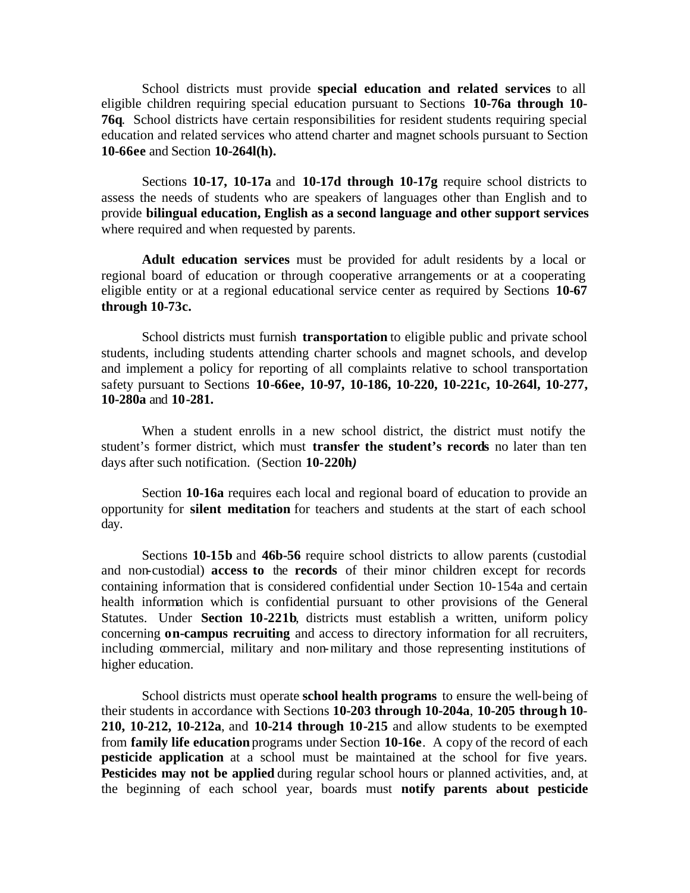School districts must provide **special education and related services** to all eligible children requiring special education pursuant to Sections **10-76a through 10-76q**. School districts have certain responsibilities for resident students requiring special education and related services who attend charter and magnet schools pursuant to Section **10-66ee** and Section **10-264l(h).**

Sections **10-17, 10-17a** and **10-17d through 10-17g** require school districts to assess the needs of students who are speakers of languages other than English and to provide **bilingual education, English as a second language and other support services** where required and when requested by parents.

**Adult education services** must be provided for adult residents by a local or regional board of education or through cooperative arrangements or at a cooperating eligible entity or at a regional educational service center as required by Sections **10-67 through 10-73c.**

School districts must furnish **transportation** to eligible public and private school students, including students attending charter schools and magnet schools, and develop and implement a policy for reporting of all complaints relative to school transportation safety pursuant to Sections **10-66ee, 10-97, 10-186, 10-220, 10-221c, 10-264l, 10-277, 10-280a** and **10-281.**

When a student enrolls in a new school district, the district must notify the student's former district, which must **transfer the student's records** no later than ten days after such notification. (Section **10-220h***)*

Section **10-16a** requires each local and regional board of education to provide an opportunity for **silent meditation** for teachers and students at the start of each school day.

Sections **10-15b** and **46b-56** require school districts to allow parents (custodial and non-custodial) **access to** the **records** of their minor children except for records containing information that is considered confidential under Section 10-154a and certain health information which is confidential pursuant to other provisions of the General Statutes. Under **Section 10-221b**, districts must establish a written, uniform policy concerning **on-campus recruiting** and access to directory information for all recruiters, including commercial, military and non-military and those representing institutions of higher education.

School districts must operate **school health programs** to ensure the well-being of their students in accordance with Sections **10-203 through 10-204a**, **10-205 through 10-210, 10-212, 10-212a**, and **10-214 through 10-215** and allow students to be exempted from **family life education** programs under Section **10-16e**. A copy of the record of each **pesticide application** at a school must be maintained at the school for five years. **Pesticides may not be applied** during regular school hours or planned activities, and, at the beginning of each school year, boards must **notify parents about pesticide**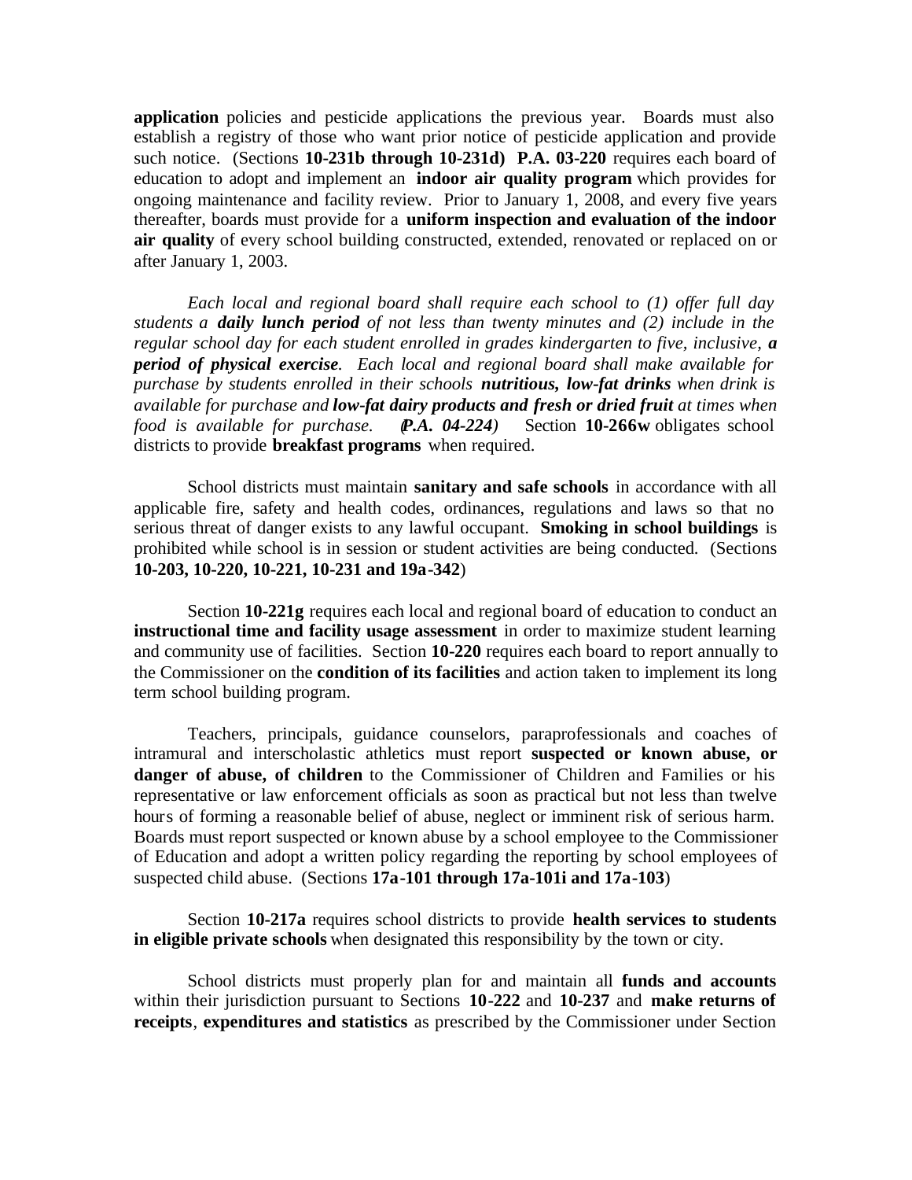**application** policies and pesticide applications the previous year. Boards must also establish a registry of those who want prior notice of pesticide application and provide such notice. (Sections **10-231b through 10-231d)** **P.A. 03-220** requires each board of education to adopt and implement an **indoor air quality program** which provides for ongoing maintenance and facility review. Prior to January 1, 2008, and every five years thereafter, boards must provide for a **uniform inspection and evaluation of the indoor air quality** of every school building constructed, extended, renovated or replaced on or after January 1, 2003.

*Each local and regional board shall require each school to (1) offer full day students a **daily lunch period** of not less than twenty minutes and (2) include in the regular school day for each student enrolled in grades kindergarten to five, inclusive, **a period of physical exercise**. Each local and regional board shall make available for purchase by students enrolled in their schools **nutritious, low-fat drinks** when drink is available for purchase and **low-fat dairy products and fresh or dried fruit** at times when food is available for purchase. (**P.A. 04-224**)* Section **10-266w** obligates school districts to provide **breakfast programs** when required.

School districts must maintain **sanitary and safe schools** in accordance with all applicable fire, safety and health codes, ordinances, regulations and laws so that no serious threat of danger exists to any lawful occupant. **Smoking in school buildings** is prohibited while school is in session or student activities are being conducted. (Sections **10-203, 10-220, 10-221, 10-231 and 19a-342**)

Section **10-221g** requires each local and regional board of education to conduct an **instructional time and facility usage assessment** in order to maximize student learning and community use of facilities. Section **10-220** requires each board to report annually to the Commissioner on the **condition of its facilities** and action taken to implement its long term school building program.

Teachers, principals, guidance counselors, paraprofessionals and coaches of intramural and interscholastic athletics must report **suspected or known abuse, or danger of abuse, of children** to the Commissioner of Children and Families or his representative or law enforcement officials as soon as practical but not less than twelve hours of forming a reasonable belief of abuse, neglect or imminent risk of serious harm. Boards must report suspected or known abuse by a school employee to the Commissioner of Education and adopt a written policy regarding the reporting by school employees of suspected child abuse. (Sections **17a-101 through 17a-101i and 17a-103**)

Section **10-217a** requires school districts to provide **health services to students in eligible private schools** when designated this responsibility by the town or city.

School districts must properly plan for and maintain all **funds and accounts** within their jurisdiction pursuant to Sections **10-222** and **10-237** and **make returns of receipts**, **expenditures and statistics** as prescribed by the Commissioner under Section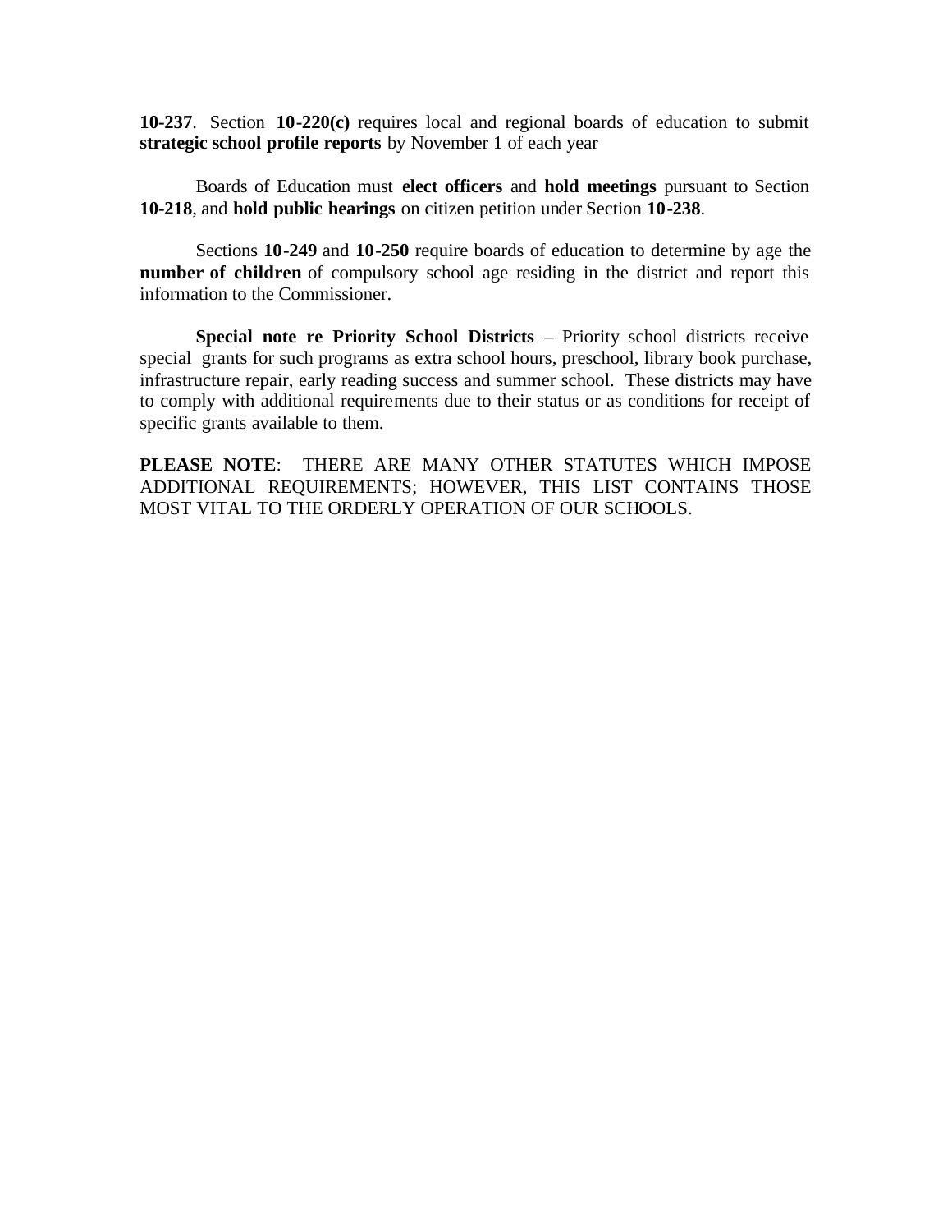**10-237**. Section **10-220(c)** requires local and regional boards of education to submit **strategic school profile reports** by November 1 of each year

Boards of Education must **elect officers** and **hold meetings** pursuant to Section **10-218**, and **hold public hearings** on citizen petition under Section **10-238**.

Sections **10-249** and **10-250** require boards of education to determine by age the **number of children** of compulsory school age residing in the district and report this information to the Commissioner.

**Special note re Priority School Districts** – Priority school districts receive special grants for such programs as extra school hours, preschool, library book purchase, infrastructure repair, early reading success and summer school. These districts may have to comply with additional requirements due to their status or as conditions for receipt of specific grants available to them.

**PLEASE NOTE**: THERE ARE MANY OTHER STATUTES WHICH IMPOSE ADDITIONAL REQUIREMENTS; HOWEVER, THIS LIST CONTAINS THOSE MOST VITAL TO THE ORDERLY OPERATION OF OUR SCHOOLS.